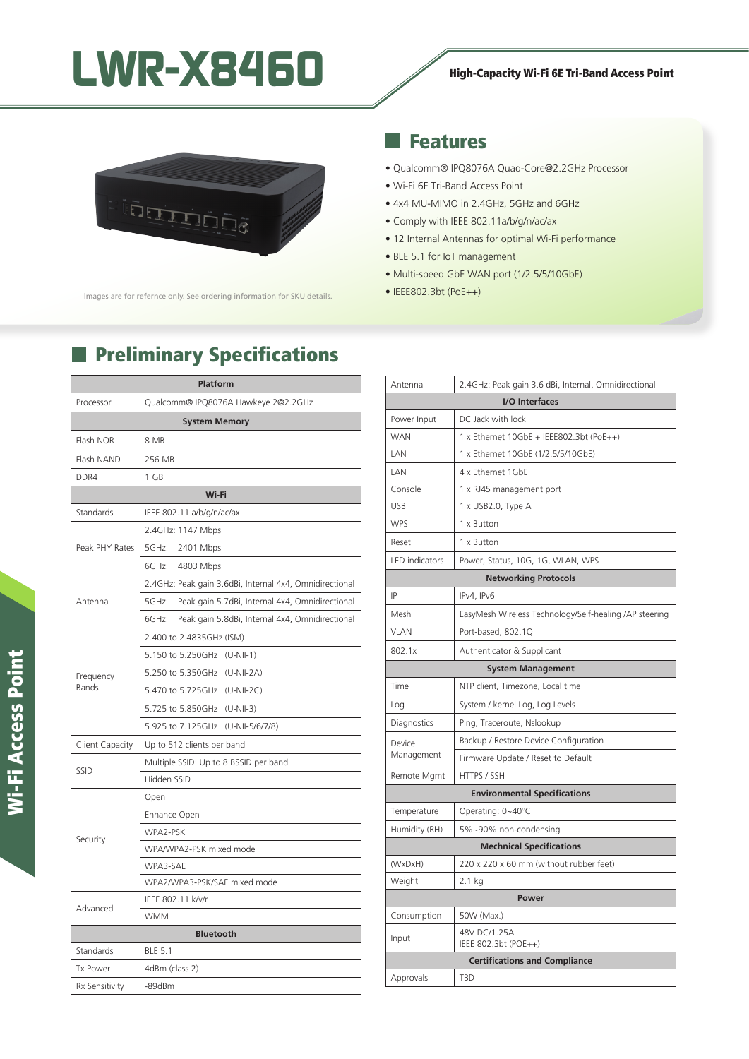# LWR-X8460

**High-Capacity Wi-Fi 6E Tri-Band Access Point**

Images are for refernce only. See ordering information for SKU details.

## Features

- Qualcomm® IPQ8076A Quad-Core@2.2GHz Processor
- Wi-Fi 6E Tri-Band Access Point
- 4x4 MU-MIMO in 2.4GHz, 5GHz and 6GHz
- Comply with IEEE 802.11a/b/g/n/ac/ax
- 12 Internal Antennas for optimal Wi-Fi performance
- BLE 5.1 for IoT management
- Multi-speed GbE WAN port (1/2.5/5/10GbE)
- IEEE802.3bt (PoE++)

## Preliminary Specifications

| Platform | |
|---|---|
| Processor | Qualcomm® IPQ8076A Hawkeye 2@2.2GHz |
| **System Memory** | |
| Flash NOR | 8 MB |
| Flash NAND | 256 MB |
| DDR4 | 1 GB |
| **Wi-Fi** | |
| Standards | IEEE 802.11 a/b/g/n/ac/ax |
| Peak PHY Rates | 2.4GHz: 1147 Mbps |
| | 5GHz: 2401 Mbps |
| | 6GHz: 4803 Mbps |
| Antenna | 2.4GHz: Peak gain 3.6dBi, Internal 4x4, Omnidirectional |
| | 5GHz: Peak gain 5.7dBi, Internal 4x4, Omnidirectional |
| | 6GHz: Peak gain 5.8dBi, Internal 4x4, Omnidirectional |
| Frequency Bands | 2.400 to 2.4835GHz (ISM) |
| | 5.150 to 5.250GHz (U-NII-1) |
| | 5.250 to 5.350GHz (U-NII-2A) |
| | 5.470 to 5.725GHz (U-NII-2C) |
| | 5.725 to 5.850GHz (U-NII-3) |
| | 5.925 to 7.125GHz (U-NII-5/6/7/8) |
| Client Capacity | Up to 512 clients per band |
| SSID | Multiple SSID: Up to 8 BSSID per band |
| | Hidden SSID |
| Security | Open |
| | Enhance Open |
| | WPA2-PSK |
| | WPA/WPA2-PSK mixed mode |
| | WPA3-SAE |
| | WPA2/WPA3-PSK/SAE mixed mode |
| Advanced | IEEE 802.11 k/v/r |
| | WMM |
| **Bluetooth** | |
| Standards | BLE 5.1 |
| Tx Power | 4dBm (class 2) |
| Rx Sensitivity | -89dBm |
| Antenna | 2.4GHz: Peak gain 3.6 dBi, Internal, Omnidirectional |
| **I/O Interfaces** | |
| Power Input | DC Jack with lock |
| WAN | 1 x Ethernet 10GbE + IEEE802.3bt (PoE++) |
| LAN | 1 x Ethernet 10GbE (1/2.5/5/10GbE) |
| LAN | 4 x Ethernet 1GbE |
| Console | 1 x RJ45 management port |
| USB | 1 x USB2.0, Type A |
| WPS | 1 x Button |
| Reset | 1 x Button |
| LED indicators | Power, Status, 10G, 1G, WLAN, WPS |
| **Networking Protocols** | |
| IP | IPv4, IPv6 |
| Mesh | EasyMesh Wireless Technology/Self-healing /AP steering |
| VLAN | Port-based, 802.1Q |
| 802.1x | Authenticator & Supplicant |
| **System Management** | |
| Time | NTP client, Timezone, Local time |
| Log | System / kernel Log, Log Levels |
| Diagnostics | Ping, Traceroute, Nslookup |
| Device Management | Backup / Restore Device Configuration |
| | Firmware Update / Reset to Default |
| Remote Mgmt | HTTPS / SSH |
| **Environmental Specifications** | |
| Temperature | Operating: 0~40°C |
| Humidity (RH) | 5%~90% non-condensing |
| **Mechnical Specifications** | |
| (WxDxH) | 220 x 220 x 60 mm (without rubber feet) |
| Weight | 2.1 kg |
| **Power** | |
| Consumption | 50W (Max.) |
| Input | 48V DC/1.25A<br>IEEE 802.3bt (POE++) |
| **Certifications and Compliance** | |
| Approvals | TBD |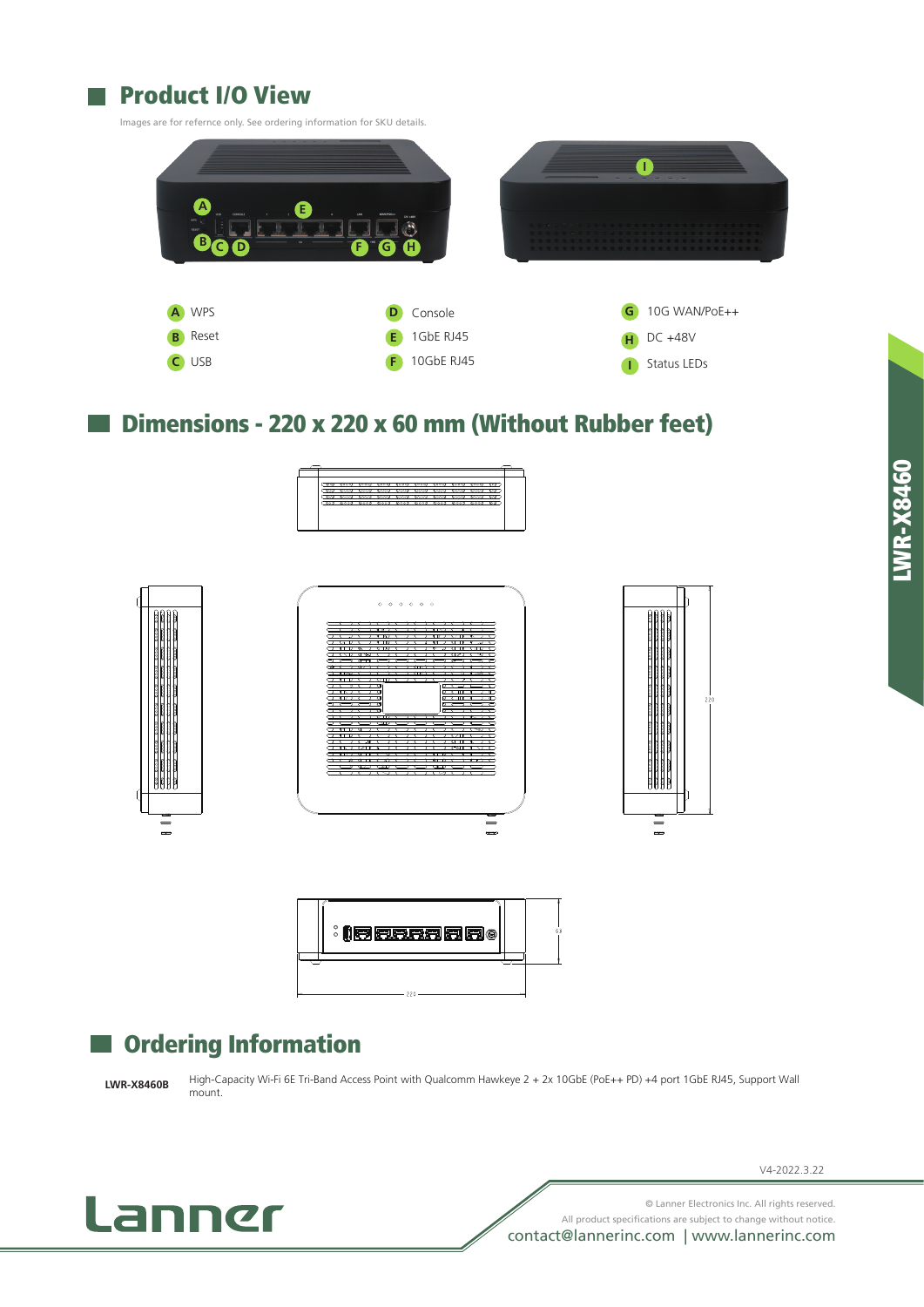## Product I/O View

Images are for refernce only. See ordering information for SKU details.

- A WPS
- B Reset
- C USB
- D Console
- E 1GbE RJ45
- F 10GbE RJ45
- G 10G WAN/PoE++
- H DC +48V
- I Status LEDs

## Dimensions - 220 x 220 x 60 mm (Without Rubber feet)

220

60

220

## Ordering Information

**LWR-X8460B** High-Capacity Wi-Fi 6E Tri-Band Access Point with Qualcomm Hawkeye 2 + 2x 10GbE (PoE++ PD) +4 port 1GbE RJ45, Support Wall mount.

V4-2022.3.22

© Lanner Electronics Inc. All rights reserved.
All product specifications are subject to change without notice.
contact@lannerinc.com | www.lannerinc.com